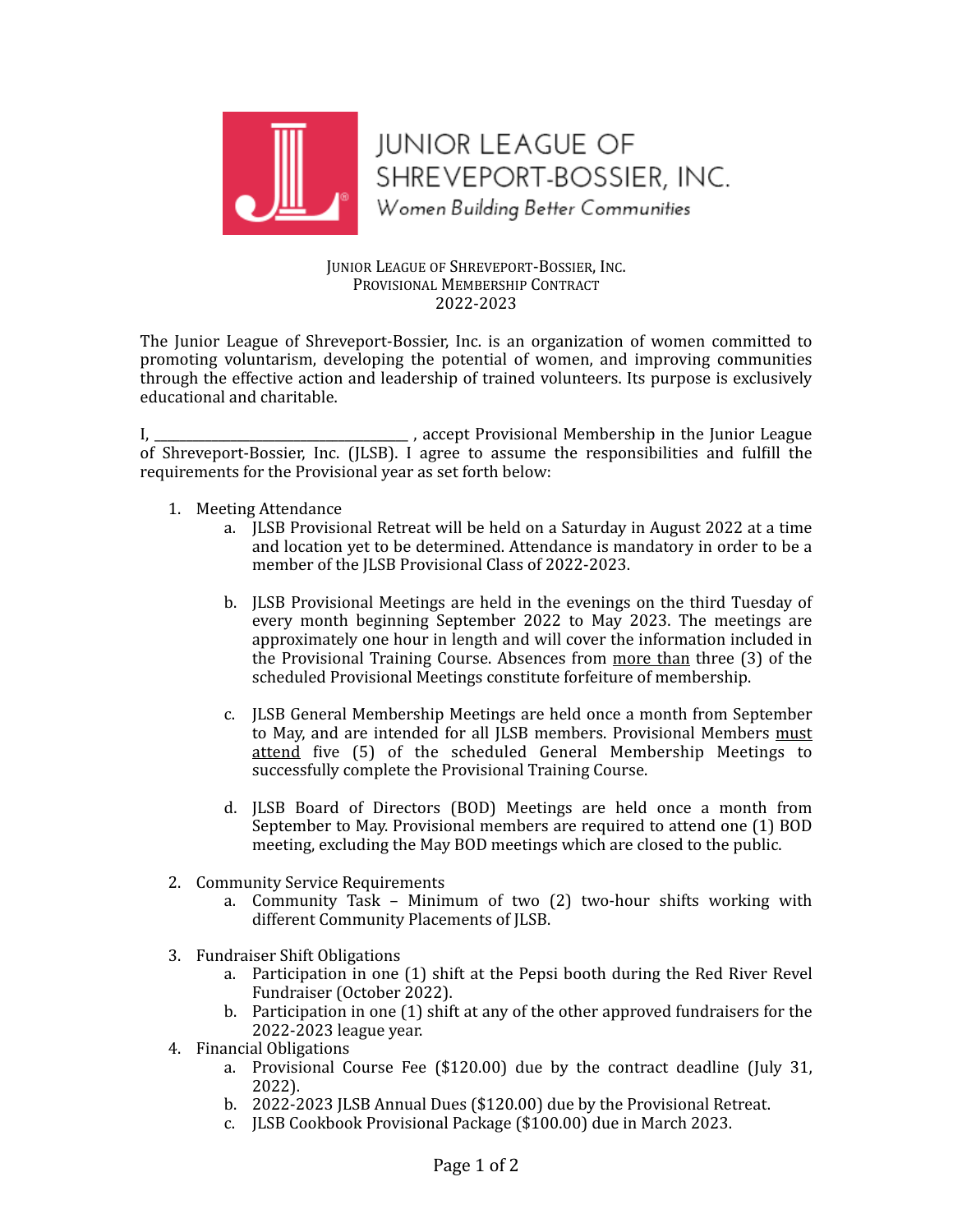JUNIOR LEAGUE OF SHREVEPORT-BOSSIER, INC.
*Women Building Better Communities*

# JUNIOR LEAGUE OF SHREVEPORT-BOSSIER, INC.
## PROVISIONAL MEMBERSHIP CONTRACT
## 2022-2023

The Junior League of Shreveport-Bossier, Inc. is an organization of women committed to promoting voluntarism, developing the potential of women, and improving communities through the effective action and leadership of trained volunteers. Its purpose is exclusively educational and charitable.

I, ___________________________________ , accept Provisional Membership in the Junior League of Shreveport-Bossier, Inc. (JLSB). I agree to assume the responsibilities and fulfill the requirements for the Provisional year as set forth below:

1. Meeting Attendance
   a. JLSB Provisional Retreat will be held on a Saturday in August 2022 at a time and location yet to be determined. Attendance is mandatory in order to be a member of the JLSB Provisional Class of 2022-2023.

   b. JLSB Provisional Meetings are held in the evenings on the third Tuesday of every month beginning September 2022 to May 2023. The meetings are approximately one hour in length and will cover the information included in the Provisional Training Course. Absences from <u>more than</u> three (3) of the scheduled Provisional Meetings constitute forfeiture of membership.

   c. JLSB General Membership Meetings are held once a month from September to May, and are intended for all JLSB members. Provisional Members <u>must attend</u> five (5) of the scheduled General Membership Meetings to successfully complete the Provisional Training Course.

   d. JLSB Board of Directors (BOD) Meetings are held once a month from September to May. Provisional members are required to attend one (1) BOD meeting, excluding the May BOD meetings which are closed to the public.

2. Community Service Requirements
   a. Community Task – Minimum of two (2) two-hour shifts working with different Community Placements of JLSB.

3. Fundraiser Shift Obligations
   a. Participation in one (1) shift at the Pepsi booth during the Red River Revel Fundraiser (October 2022).
   b. Participation in one (1) shift at any of the other approved fundraisers for the 2022-2023 league year.

4. Financial Obligations
   a. Provisional Course Fee ($120.00) due by the contract deadline (July 31, 2022).
   b. 2022-2023 JLSB Annual Dues ($120.00) due by the Provisional Retreat.
   c. JLSB Cookbook Provisional Package ($100.00) due in March 2023.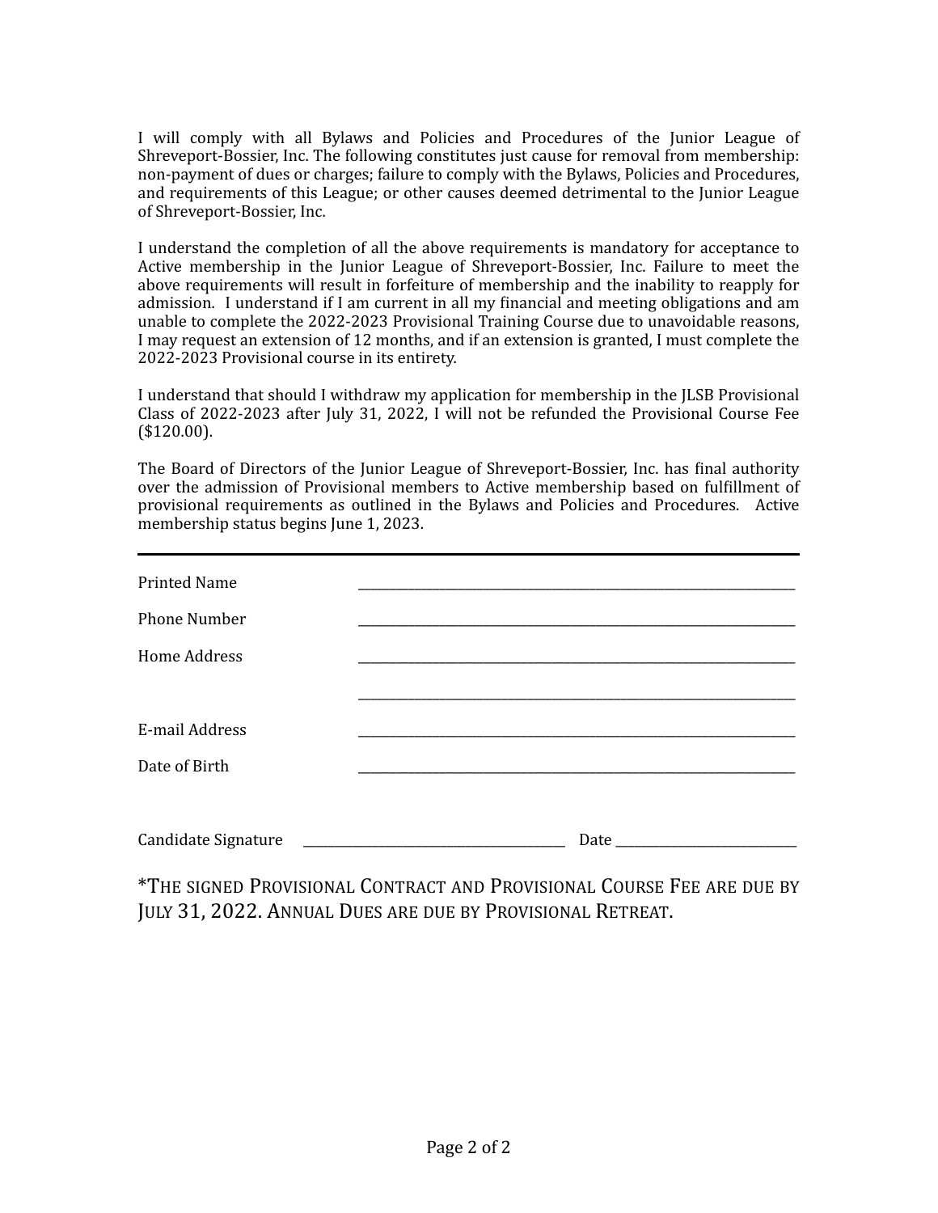I will comply with all Bylaws and Policies and Procedures of the Junior League of Shreveport-Bossier, Inc. The following constitutes just cause for removal from membership: non-payment of dues or charges; failure to comply with the Bylaws, Policies and Procedures, and requirements of this League; or other causes deemed detrimental to the Junior League of Shreveport-Bossier, Inc.

I understand the completion of all the above requirements is mandatory for acceptance to Active membership in the Junior League of Shreveport-Bossier, Inc. Failure to meet the above requirements will result in forfeiture of membership and the inability to reapply for admission. I understand if I am current in all my financial and meeting obligations and am unable to complete the 2022-2023 Provisional Training Course due to unavoidable reasons, I may request an extension of 12 months, and if an extension is granted, I must complete the 2022-2023 Provisional course in its entirety.

I understand that should I withdraw my application for membership in the JLSB Provisional Class of 2022-2023 after July 31, 2022, I will not be refunded the Provisional Course Fee ($120.00).

The Board of Directors of the Junior League of Shreveport-Bossier, Inc. has final authority over the admission of Provisional members to Active membership based on fulfillment of provisional requirements as outlined in the Bylaws and Policies and Procedures. Active membership status begins June 1, 2023.

---

Printed Name ______________________________________________

Phone Number ______________________________________________

Home Address ______________________________________________

______________________________________________

E-mail Address ______________________________________________

Date of Birth ______________________________________________

Candidate Signature ______________________________ Date ____________________

*THE SIGNED PROVISIONAL CONTRACT AND PROVISIONAL COURSE FEE ARE DUE BY JULY 31, 2022. ANNUAL DUES ARE DUE BY PROVISIONAL RETREAT.